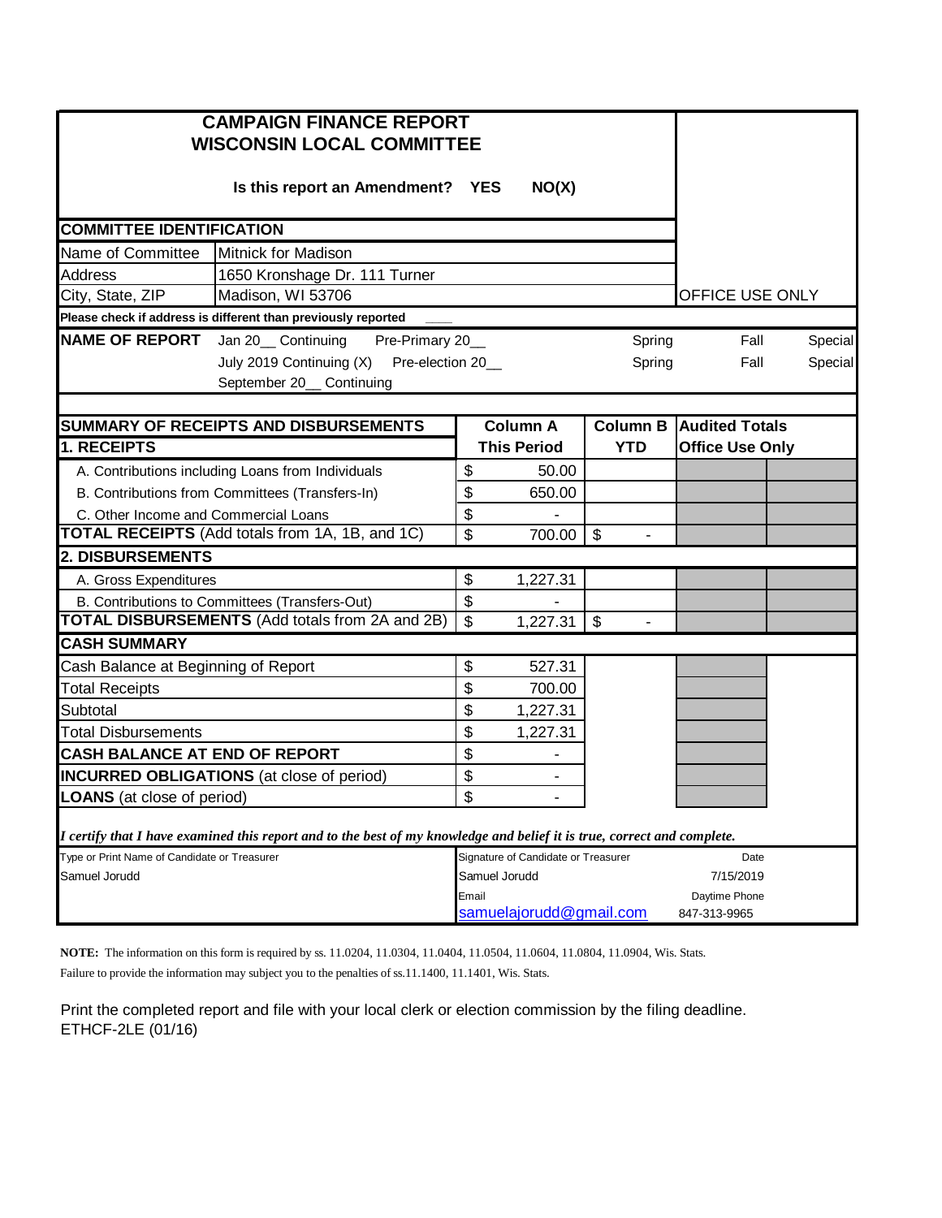# CAMPAIGN FINANCE REPORT
## WISCONSIN LOCAL COMMITTEE

**Is this report an Amendment? YES NO(X)**

OFFICE USE ONLY

### COMMITTEE IDENTIFICATION

| | |
|---|---|
| Name of Committee | Mitnick for Madison |
| Address | 1650 Kronshage Dr. 111 Turner |
| City, State, ZIP | Madison, WI 53706 |

**Please check if address is different than previously reported** ____

**NAME OF REPORT**

| | | | | |
|---|---|---|---|---|
| Jan 20__ Continuing | Pre-Primary 20__ | Spring | Fall | Special |
| July 2019 Continuing (X) | Pre-election 20__ | Spring | Fall | Special |
| September 20__ Continuing | | | | |

| SUMMARY OF RECEIPTS AND DISBURSEMENTS | Column A This Period | Column B YTD | Audited Totals Office Use Only | |
|---|---|---|---|---|
| **1. RECEIPTS** | | | | |
| A. Contributions including Loans from Individuals | $ 50.00 | | | |
| B. Contributions from Committees (Transfers-In) | $ 650.00 | | | |
| C. Other Income and Commercial Loans | $ - | | | |
| **TOTAL RECEIPTS** (Add totals from 1A, 1B, and 1C) | $ 700.00 | $ - | | |
| **2. DISBURSEMENTS** | | | | |
| A. Gross Expenditures | $ 1,227.31 | | | |
| B. Contributions to Committees (Transfers-Out) | $ - | | | |
| **TOTAL DISBURSEMENTS** (Add totals from 2A and 2B) | $ 1,227.31 | $ - | | |
| **CASH SUMMARY** | | | | |
| Cash Balance at Beginning of Report | $ 527.31 | | | |
| Total Receipts | $ 700.00 | | | |
| Subtotal | $ 1,227.31 | | | |
| Total Disbursements | $ 1,227.31 | | | |
| **CASH BALANCE AT END OF REPORT** | $ - | | | |
| **INCURRED OBLIGATIONS** (at close of period) | $ - | | | |
| **LOANS** (at close of period) | $ - | | | |

*I certify that I have examined this report and to the best of my knowledge and belief it is true, correct and complete.*

| Type or Print Name of Candidate or Treasurer | Signature of Candidate or Treasurer | Date |
|---|---|---|
| Samuel Jorudd | Samuel Jorudd | 7/15/2019 |
| | Email | Daytime Phone |
| | samuelajorudd@gmail.com | 847-313-9965 |

**NOTE:** The information on this form is required by ss. 11.0204, 11.0304, 11.0404, 11.0504, 11.0604, 11.0804, 11.0904, Wis. Stats. Failure to provide the information may subject you to the penalties of ss.11.1400, 11.1401, Wis. Stats.

Print the completed report and file with your local clerk or election commission by the filing deadline.
ETHCF-2LE (01/16)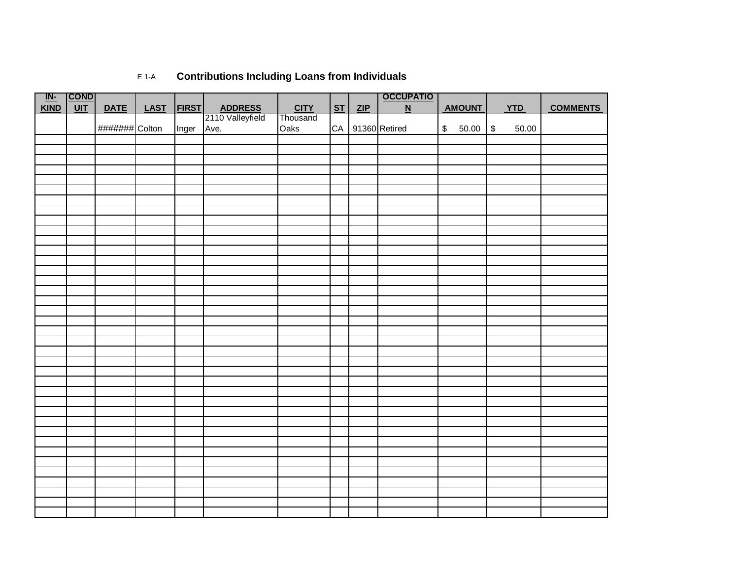E 1-A **Contributions Including Loans from Individuals**

| IN-KIND | CONDUIT | DATE | LAST | FIRST | ADDRESS | CITY | ST | ZIP | OCCUPATION | AMOUNT | YTD | COMMENTS |
|---|---|---|---|---|---|---|---|---|---|---|---|---|
| | | ####### | Colton | Inger | 2110 Valleyfield Ave. | Thousand Oaks | CA | 91360 | Retired | $ 50.00 | $ 50.00 | |
| | | | | | | | | | | | | |
| | | | | | | | | | | | | |
| | | | | | | | | | | | | |
| | | | | | | | | | | | | |
| | | | | | | | | | | | | |
| | | | | | | | | | | | | |
| | | | | | | | | | | | | |
| | | | | | | | | | | | | |
| | | | | | | | | | | | | |
| | | | | | | | | | | | | |
| | | | | | | | | | | | | |
| | | | | | | | | | | | | |
| | | | | | | | | | | | | |
| | | | | | | | | | | | | |
| | | | | | | | | | | | | |
| | | | | | | | | | | | | |
| | | | | | | | | | | | | |
| | | | | | | | | | | | | |
| | | | | | | | | | | | | |
| | | | | | | | | | | | | |
| | | | | | | | | | | | | |
| | | | | | | | | | | | | |
| | | | | | | | | | | | | |
| | | | | | | | | | | | | |
| | | | | | | | | | | | | |
| | | | | | | | | | | | | |
| | | | | | | | | | | | | |
| | | | | | | | | | | | | |
| | | | | | | | | | | | | |
| | | | | | | | | | | | | |
| | | | | | | | | | | | | |
| | | | | | | | | | | | | |
| | | | | | | | | | | | | |
| | | | | | | | | | | | | |
| | | | | | | | | | | | | |
| | | | | | | | | | | | | |
| | | | | | | | | | | | | |
| | | | | | | | | | | | | |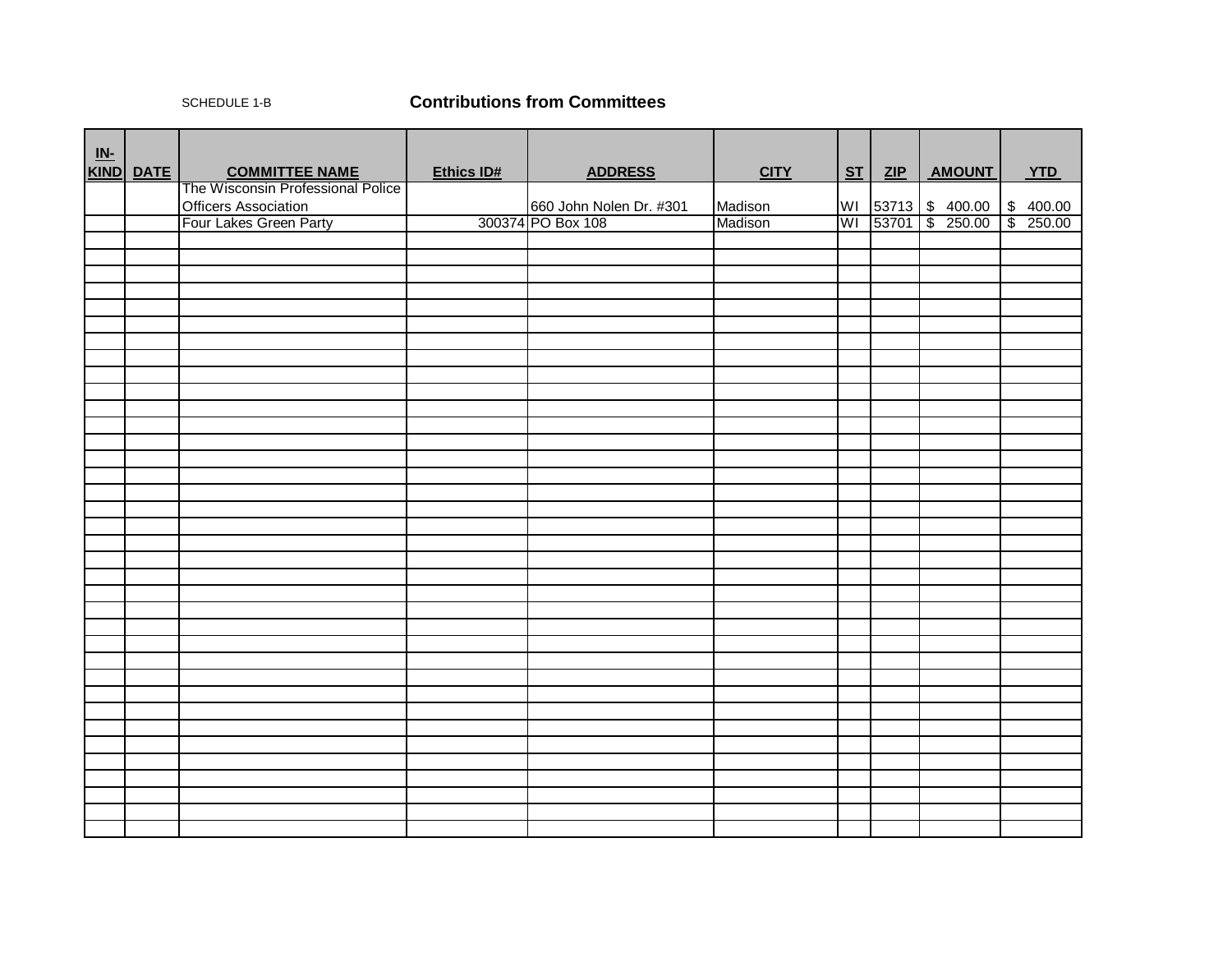SCHEDULE 1-B

## Contributions from Committees

| IN-KIND | DATE | COMMITTEE NAME | Ethics ID# | ADDRESS | CITY | ST | ZIP | AMOUNT | YTD |
|---|---|---|---|---|---|---|---|---|---|
| | | The Wisconsin Professional Police Officers Association | | 660 John Nolen Dr. #301 | Madison | WI | 53713 | $ 400.00 | $ 400.00 |
| | | Four Lakes Green Party | 300374 | PO Box 108 | Madison | WI | 53701 | $ 250.00 | $ 250.00 |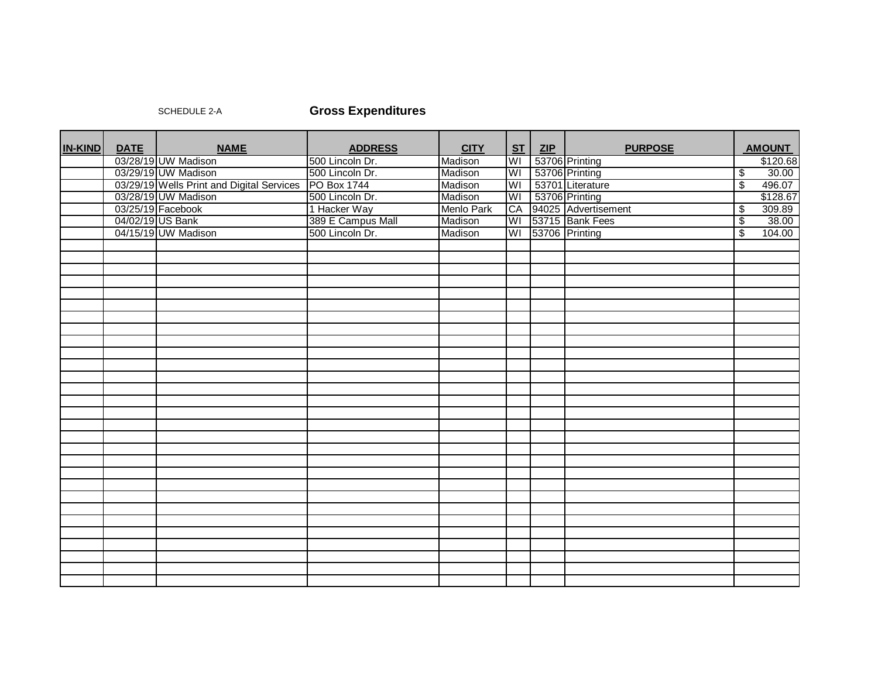SCHEDULE 2-A

## Gross Expenditures

| IN-KIND | DATE | NAME | ADDRESS | CITY | ST | ZIP | PURPOSE | AMOUNT |
|---|---|---|---|---|---|---|---|---|
| | 03/28/19 | UW Madison | 500 Lincoln Dr. | Madison | WI | 53706 | Printing | $120.68 |
| | 03/29/19 | UW Madison | 500 Lincoln Dr. | Madison | WI | 53706 | Printing | $ 30.00 |
| | 03/29/19 | Wells Print and Digital Services | PO Box 1744 | Madison | WI | 53701 | Literature | $ 496.07 |
| | 03/28/19 | UW Madison | 500 Lincoln Dr. | Madison | WI | 53706 | Printing | $128.67 |
| | 03/25/19 | Facebook | 1 Hacker Way | Menlo Park | CA | 94025 | Advertisement | $ 309.89 |
| | 04/02/19 | US Bank | 389 E Campus Mall | Madison | WI | 53715 | Bank Fees | $ 38.00 |
| | 04/15/19 | UW Madison | 500 Lincoln Dr. | Madison | WI | 53706 | Printing | $ 104.00 |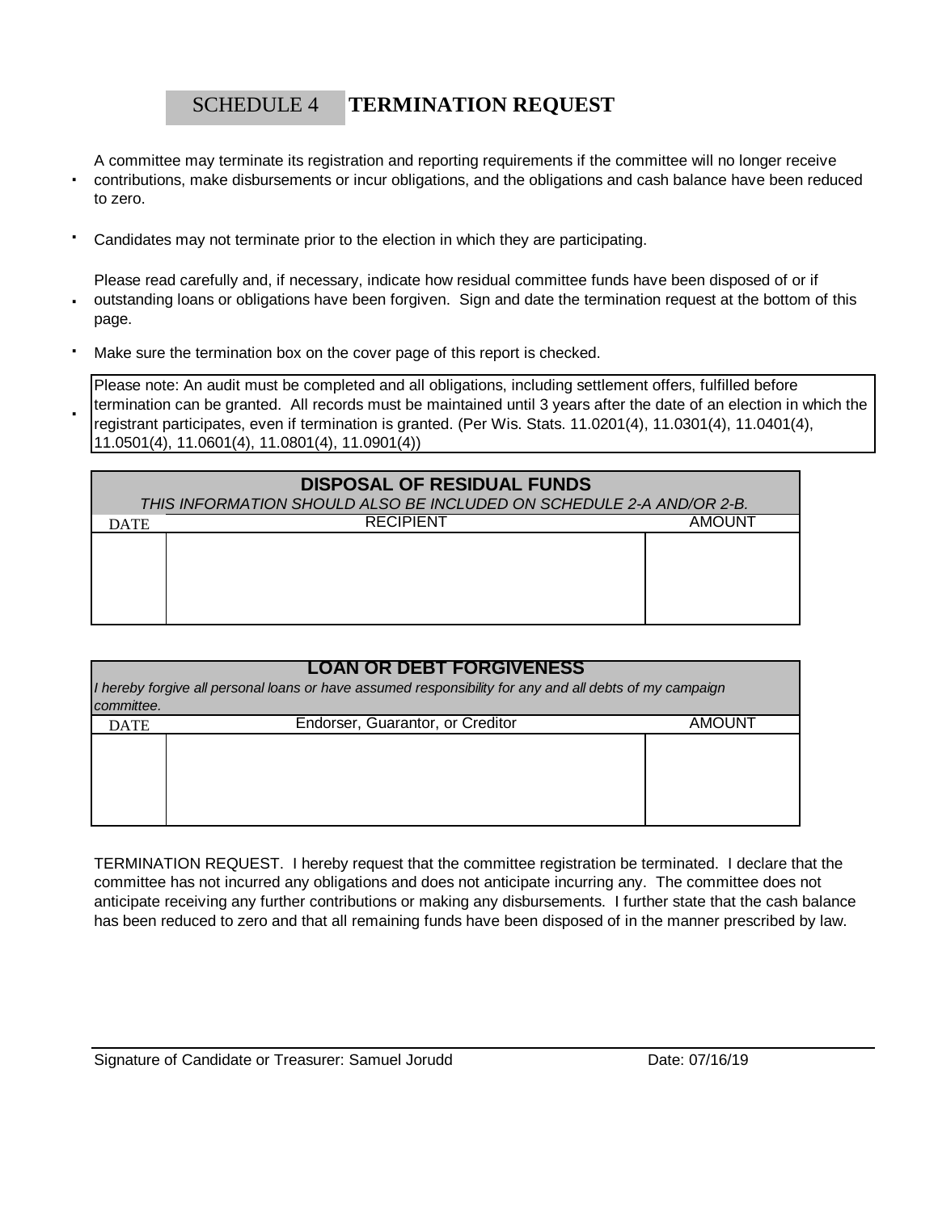# SCHEDULE 4 TERMINATION REQUEST

- A committee may terminate its registration and reporting requirements if the committee will no longer receive contributions, make disbursements or incur obligations, and the obligations and cash balance have been reduced to zero.
- Candidates may not terminate prior to the election in which they are participating.
- Please read carefully and, if necessary, indicate how residual committee funds have been disposed of or if outstanding loans or obligations have been forgiven. Sign and date the termination request at the bottom of this page.
- Make sure the termination box on the cover page of this report is checked.
- Please note: An audit must be completed and all obligations, including settlement offers, fulfilled before termination can be granted. All records must be maintained until 3 years after the date of an election in which the registrant participates, even if termination is granted. (Per Wis. Stats. 11.0201(4), 11.0301(4), 11.0401(4), 11.0501(4), 11.0601(4), 11.0801(4), 11.0901(4))

**DISPOSAL OF RESIDUAL FUNDS**

*THIS INFORMATION SHOULD ALSO BE INCLUDED ON SCHEDULE 2-A AND/OR 2-B.*

| DATE | RECIPIENT | AMOUNT |
|---|---|---|
| | | |

**LOAN OR DEBT FORGIVENESS**

*I hereby forgive all personal loans or have assumed responsibility for any and all debts of my campaign committee.*

| DATE | Endorser, Guarantor, or Creditor | AMOUNT |
|---|---|---|
| | | |

TERMINATION REQUEST. I hereby request that the committee registration be terminated. I declare that the committee has not incurred any obligations and does not anticipate incurring any. The committee does not anticipate receiving any further contributions or making any disbursements. I further state that the cash balance has been reduced to zero and that all remaining funds have been disposed of in the manner prescribed by law.

Signature of Candidate or Treasurer: Samuel Jorudd Date: 07/16/19